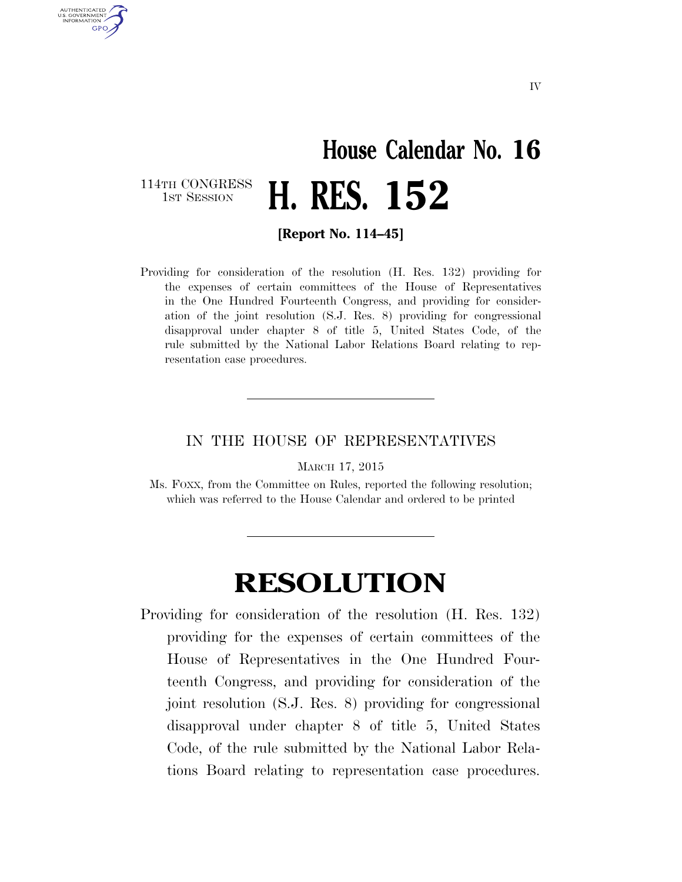IV

# House Calendar No. 16

114TH CONGRESS
1ST SESSION

# H. RES. 152

**[Report No. 114–45]**

Providing for consideration of the resolution (H. Res. 132) providing for the expenses of certain committees of the House of Representatives in the One Hundred Fourteenth Congress, and providing for consideration of the joint resolution (S.J. Res. 8) providing for congressional disapproval under chapter 8 of title 5, United States Code, of the rule submitted by the National Labor Relations Board relating to representation case procedures.

---

IN THE HOUSE OF REPRESENTATIVES

MARCH 17, 2015

Ms. FOXX, from the Committee on Rules, reported the following resolution; which was referred to the House Calendar and ordered to be printed

---

# RESOLUTION

Providing for consideration of the resolution (H. Res. 132) providing for the expenses of certain committees of the House of Representatives in the One Hundred Fourteenth Congress, and providing for consideration of the joint resolution (S.J. Res. 8) providing for congressional disapproval under chapter 8 of title 5, United States Code, of the rule submitted by the National Labor Relations Board relating to representation case procedures.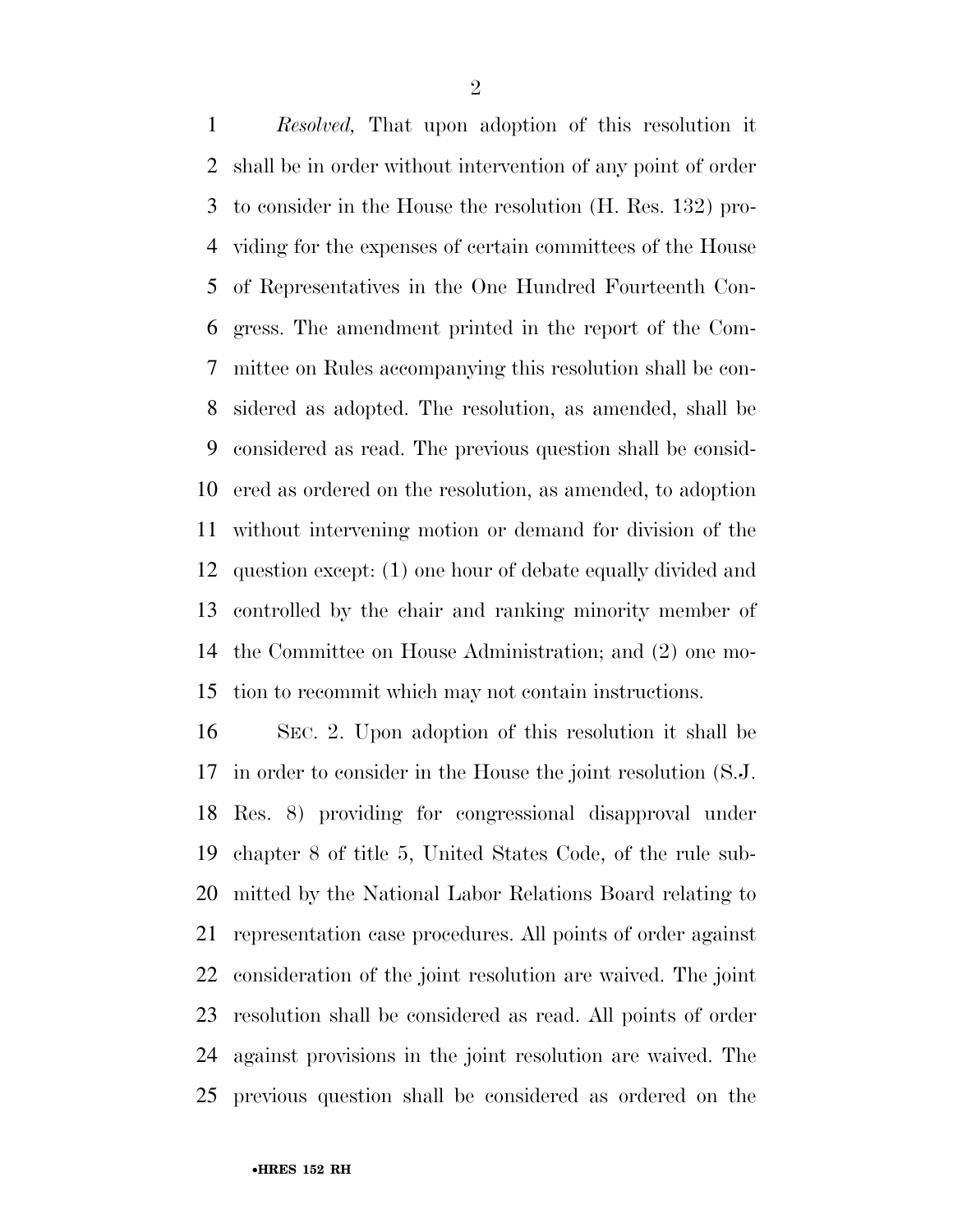*Resolved,* That upon adoption of this resolution it shall be in order without intervention of any point of order to consider in the House the resolution (H. Res. 132) providing for the expenses of certain committees of the House of Representatives in the One Hundred Fourteenth Congress. The amendment printed in the report of the Committee on Rules accompanying this resolution shall be considered as adopted. The resolution, as amended, shall be considered as read. The previous question shall be considered as ordered on the resolution, as amended, to adoption without intervening motion or demand for division of the question except: (1) one hour of debate equally divided and controlled by the chair and ranking minority member of the Committee on House Administration; and (2) one motion to recommit which may not contain instructions.

SEC. 2. Upon adoption of this resolution it shall be in order to consider in the House the joint resolution (S.J. Res. 8) providing for congressional disapproval under chapter 8 of title 5, United States Code, of the rule submitted by the National Labor Relations Board relating to representation case procedures. All points of order against consideration of the joint resolution are waived. The joint resolution shall be considered as read. All points of order against provisions in the joint resolution are waived. The previous question shall be considered as ordered on the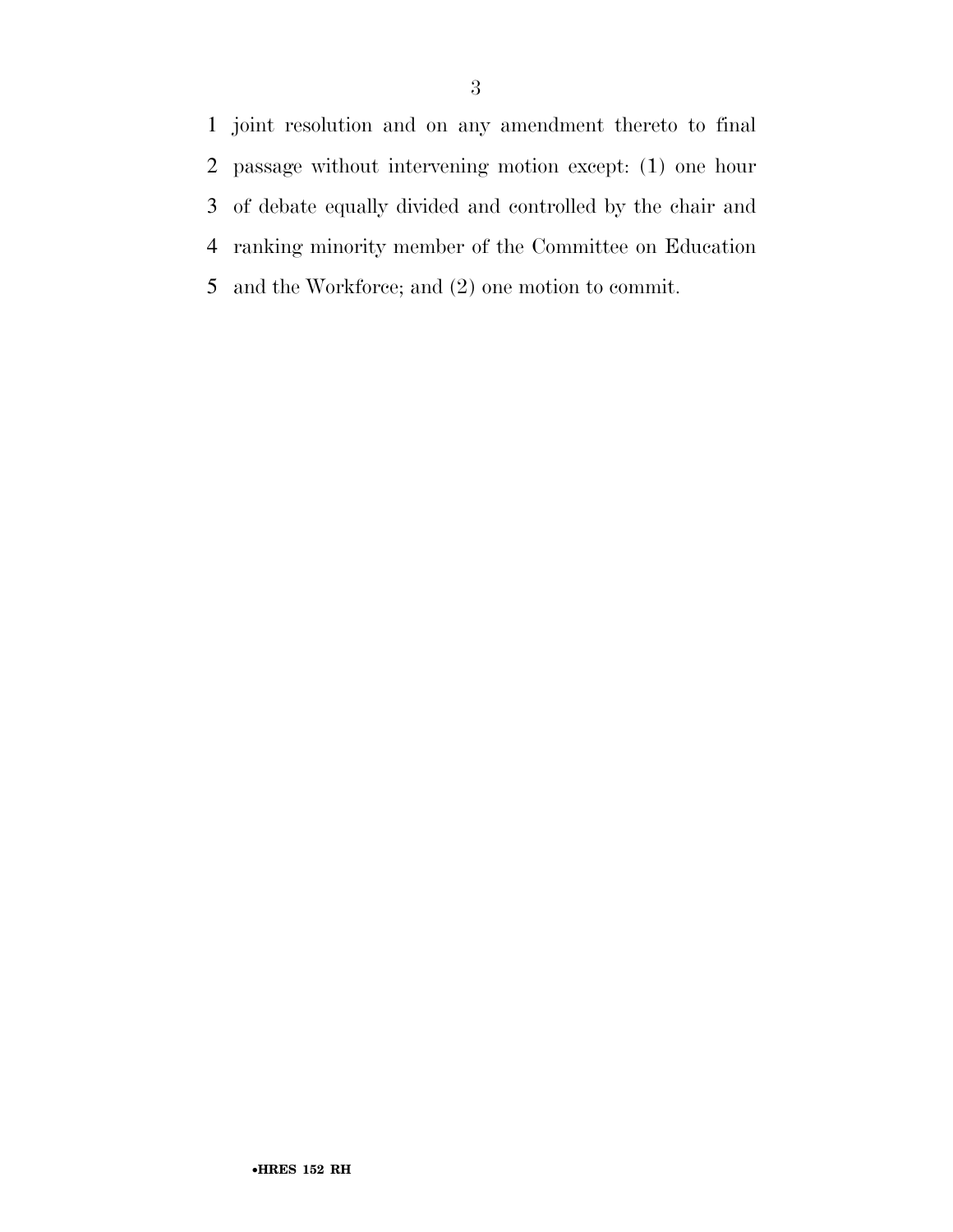joint resolution and on any amendment thereto to final passage without intervening motion except: (1) one hour of debate equally divided and controlled by the chair and ranking minority member of the Committee on Education and the Workforce; and (2) one motion to commit.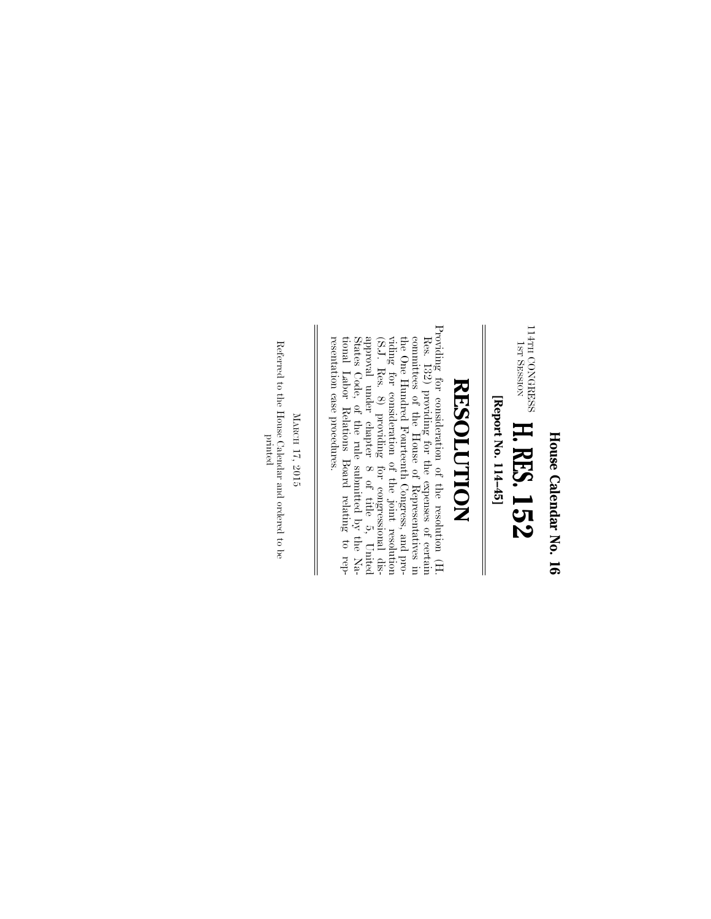House Calendar No. 16

114TH CONGRESS
1ST SESSION

# H. RES. 152

**[Report No. 114–45]**

# RESOLUTION

Providing for consideration of the resolution (H. Res. 132) providing for the expenses of certain committees of the House of Representatives in the One Hundred Fourteenth Congress, and providing for consideration of the joint resolution (S.J. Res. 8) providing for congressional disapproval under chapter 8 of title 5, United States Code, of the rule submitted by the National Labor Relations Board relating to representation case procedures.

MARCH 17, 2015

Referred to the House Calendar and ordered to be printed